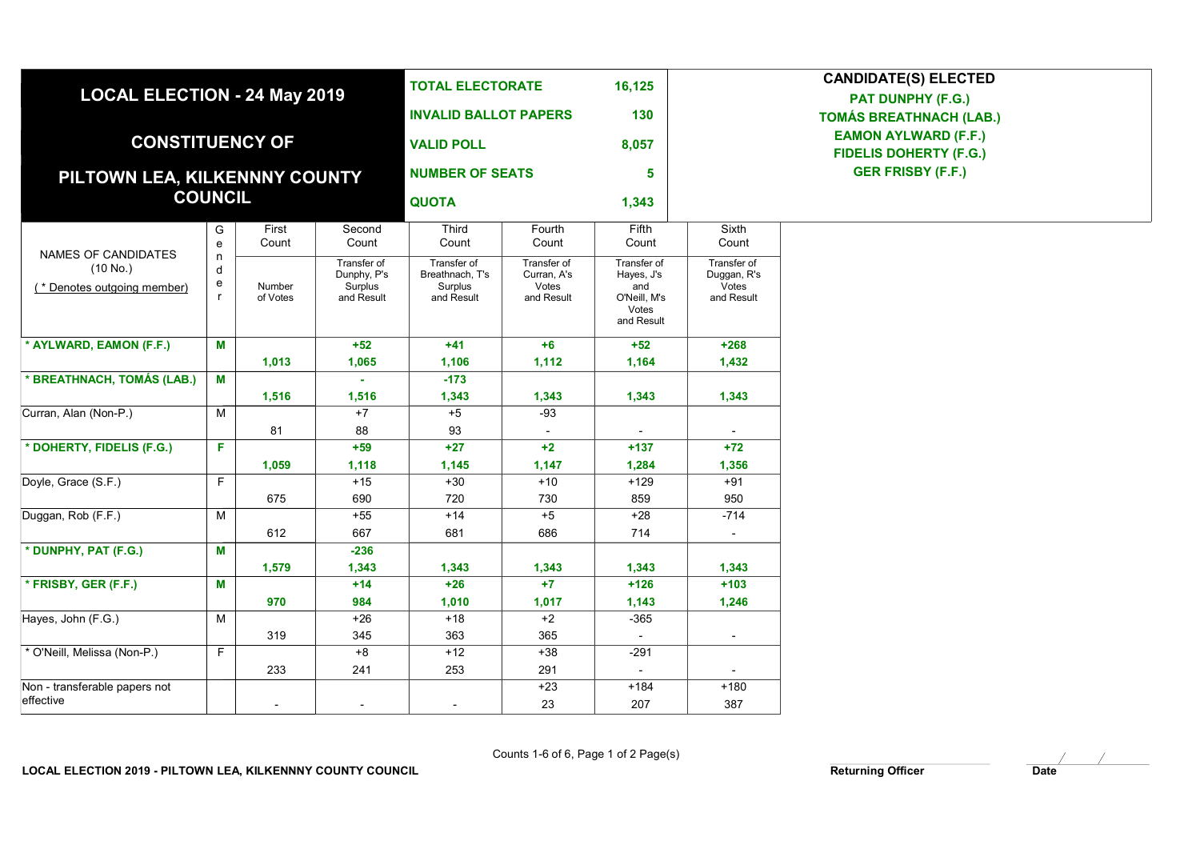# LOCAL ELECTION - 24 May 2019

## CONSTITUENCY OF

## PILTOWN LEA, KILKENNNY COUNTY COUNCIL

| | |
|---|---|
| **TOTAL ELECTORATE** | **16,125** |
| **INVALID BALLOT PAPERS** | **130** |
| **VALID POLL** | **8,057** |
| **NUMBER OF SEATS** | **5** |
| **QUOTA** | **1,343** |

**CANDIDATE(S) ELECTED**

**PAT DUNPHY (F.G.)**
**TOMÁS BREATHNACH (LAB.)**
**EAMON AYLWARD (F.F.)**
**FIDELIS DOHERTY (F.G.)**
**GER FRISBY (F.F.)**

| NAMES OF CANDIDATES (10 No.) ( * Denotes outgoing member) | Gender | First Count | Second Count | Third Count | Fourth Count | Fifth Count | Sixth Count |
|---|---|---|---|---|---|---|---|
| | | Number of Votes | Transfer of Dunphy, P's Surplus and Result | Transfer of Breathnach, T's Surplus and Result | Transfer of Curran, A's Votes and Result | Transfer of Hayes, J's and O'Neill, M's Votes and Result | Transfer of Duggan, R's Votes and Result |
| **\* AYLWARD, EAMON (F.F.)** | **M** | | **+52** | **+41** | **+6** | **+52** | **+268** |
| | | **1,013** | **1,065** | **1,106** | **1,112** | **1,164** | **1,432** |
| **\* BREATHNACH, TOMÁS (LAB.)** | **M** | | **-** | **-173** | | | |
| | | **1,516** | **1,516** | **1,343** | **1,343** | **1,343** | **1,343** |
| Curran, Alan (Non-P.) | M | | +7 | +5 | -93 | | |
| | | 81 | 88 | 93 | - | - | - |
| **\* DOHERTY, FIDELIS (F.G.)** | **F** | | **+59** | **+27** | **+2** | **+137** | **+72** |
| | | **1,059** | **1,118** | **1,145** | **1,147** | **1,284** | **1,356** |
| Doyle, Grace (S.F.) | F | | +15 | +30 | +10 | +129 | +91 |
| | | 675 | 690 | 720 | 730 | 859 | 950 |
| Duggan, Rob (F.F.) | M | | +55 | +14 | +5 | +28 | -714 |
| | | 612 | 667 | 681 | 686 | 714 | - |
| **\* DUNPHY, PAT (F.G.)** | **M** | | **-236** | | | | |
| | | **1,579** | **1,343** | **1,343** | **1,343** | **1,343** | **1,343** |
| **\* FRISBY, GER (F.F.)** | **M** | | **+14** | **+26** | **+7** | **+126** | **+103** |
| | | **970** | **984** | **1,010** | **1,017** | **1,143** | **1,246** |
| Hayes, John (F.G.) | M | | +26 | +18 | +2 | -365 | |
| | | 319 | 345 | 363 | 365 | - | - |
| \* O'Neill, Melissa (Non-P.) | F | | +8 | +12 | +38 | -291 | |
| | | 233 | 241 | 253 | 291 | - | - |
| Non - transferable papers not effective | | | | | +23 | +184 | +180 |
| | | - | - | - | 23 | 207 | 387 |

Counts 1-6 of 6, Page 1 of 2 Page(s)

LOCAL ELECTION 2019 - PILTOWN LEA, KILKENNNY COUNTY COUNCIL

Returning Officer

Date / /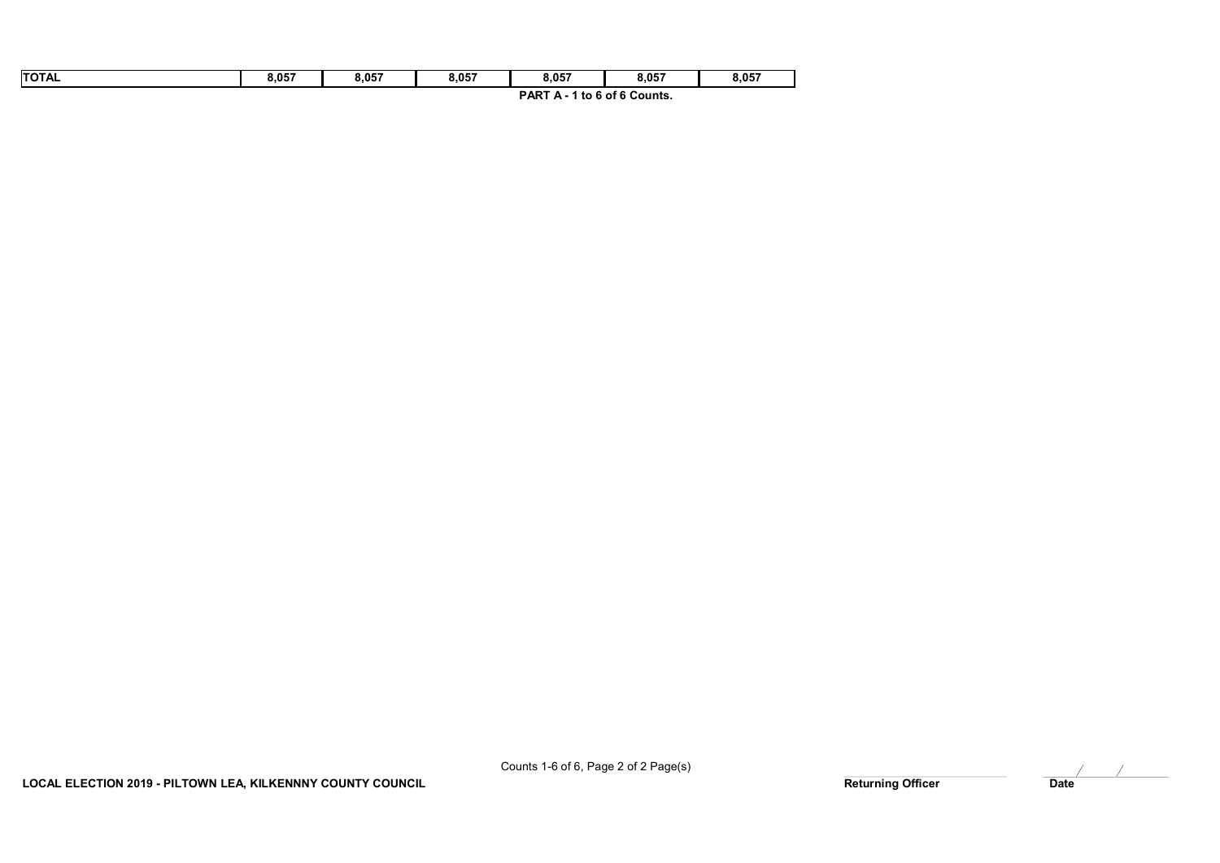| | | | | | | |
|---|---|---|---|---|---|---|
| TOTAL | 8,057 | 8,057 | 8,057 | 8,057 | 8,057 | 8,057 |

PART A - 1 to 6 of 6 Counts.

Counts 1-6 of 6, Page 2 of 2 Page(s)

LOCAL ELECTION 2019 - PILTOWN LEA, KILKENNNY COUNTY COUNCIL

Returning Officer

Date / /